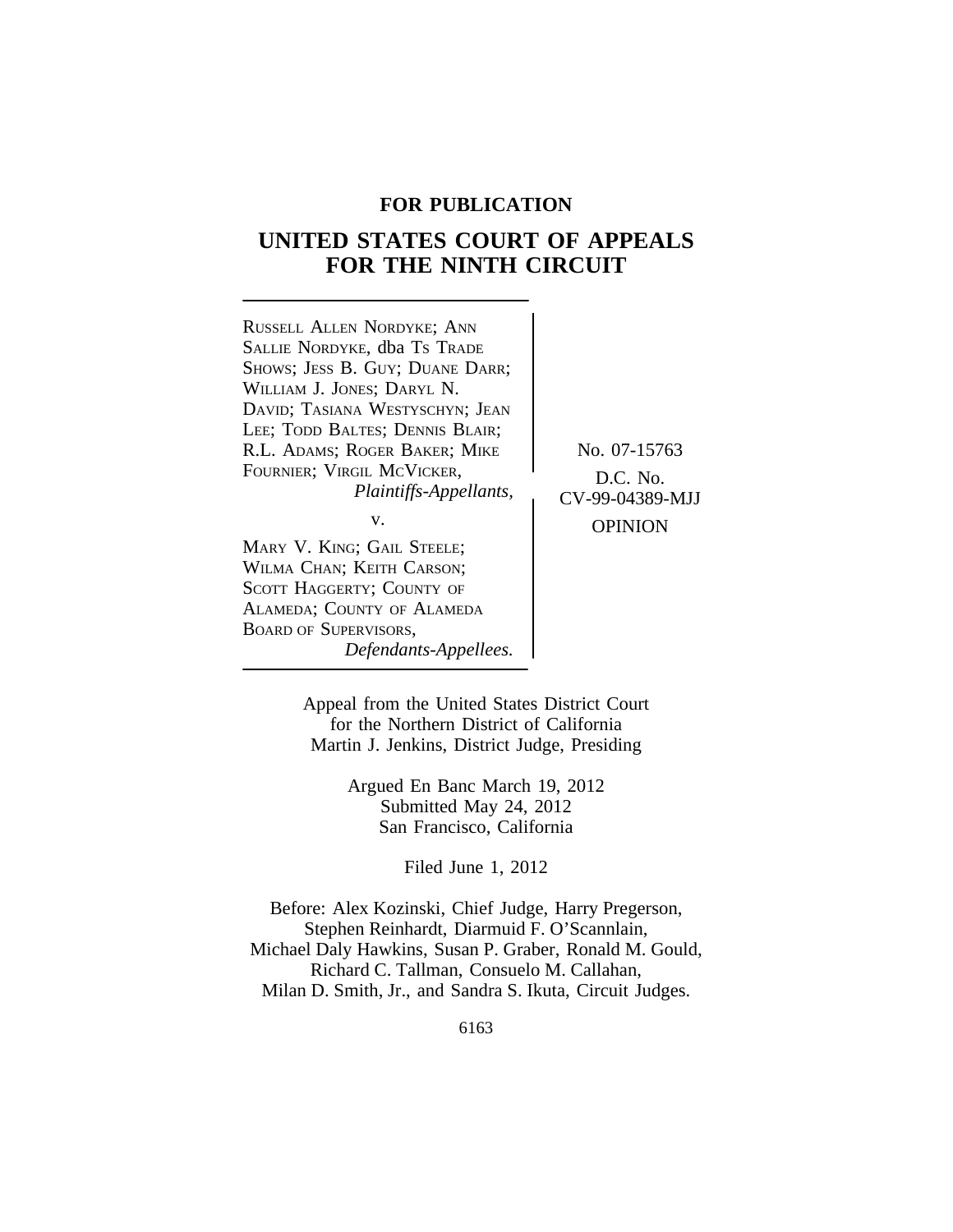**FOR PUBLICATION**

# UNITED STATES COURT OF APPEALS FOR THE NINTH CIRCUIT

RUSSELL ALLEN NORDYKE; ANN SALLIE NORDYKE, dba TS TRADE SHOWS; JESS B. GUY; DUANE DARR; WILLIAM J. JONES; DARYL N. DAVID; TASIANA WESTYSCHYN; JEAN LEE; TODD BALTES; DENNIS BLAIR; R.L. ADAMS; ROGER BAKER; MIKE FOURNIER; VIRGIL MCVICKER,
*Plaintiffs-Appellants,*

v.

MARY V. KING; GAIL STEELE; WILMA CHAN; KEITH CARSON; SCOTT HAGGERTY; COUNTY OF ALAMEDA; COUNTY OF ALAMEDA BOARD OF SUPERVISORS,
*Defendants-Appellees.*

No. 07-15763

D.C. No. CV-99-04389-MJJ

OPINION

Appeal from the United States District Court
for the Northern District of California
Martin J. Jenkins, District Judge, Presiding

Argued En Banc March 19, 2012
Submitted May 24, 2012
San Francisco, California

Filed June 1, 2012

Before: Alex Kozinski, Chief Judge, Harry Pregerson, Stephen Reinhardt, Diarmuid F. O'Scannlain, Michael Daly Hawkins, Susan P. Graber, Ronald M. Gould, Richard C. Tallman, Consuelo M. Callahan, Milan D. Smith, Jr., and Sandra S. Ikuta, Circuit Judges.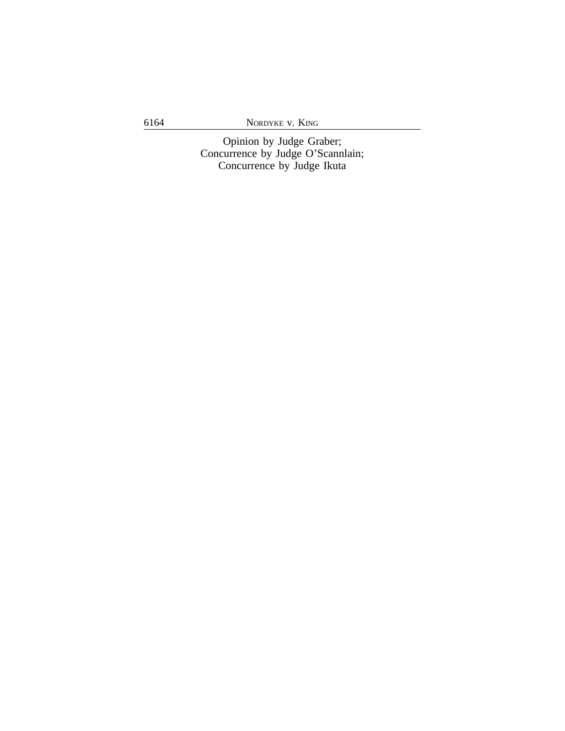Opinion by Judge Graber;
Concurrence by Judge O'Scannlain;
Concurrence by Judge Ikuta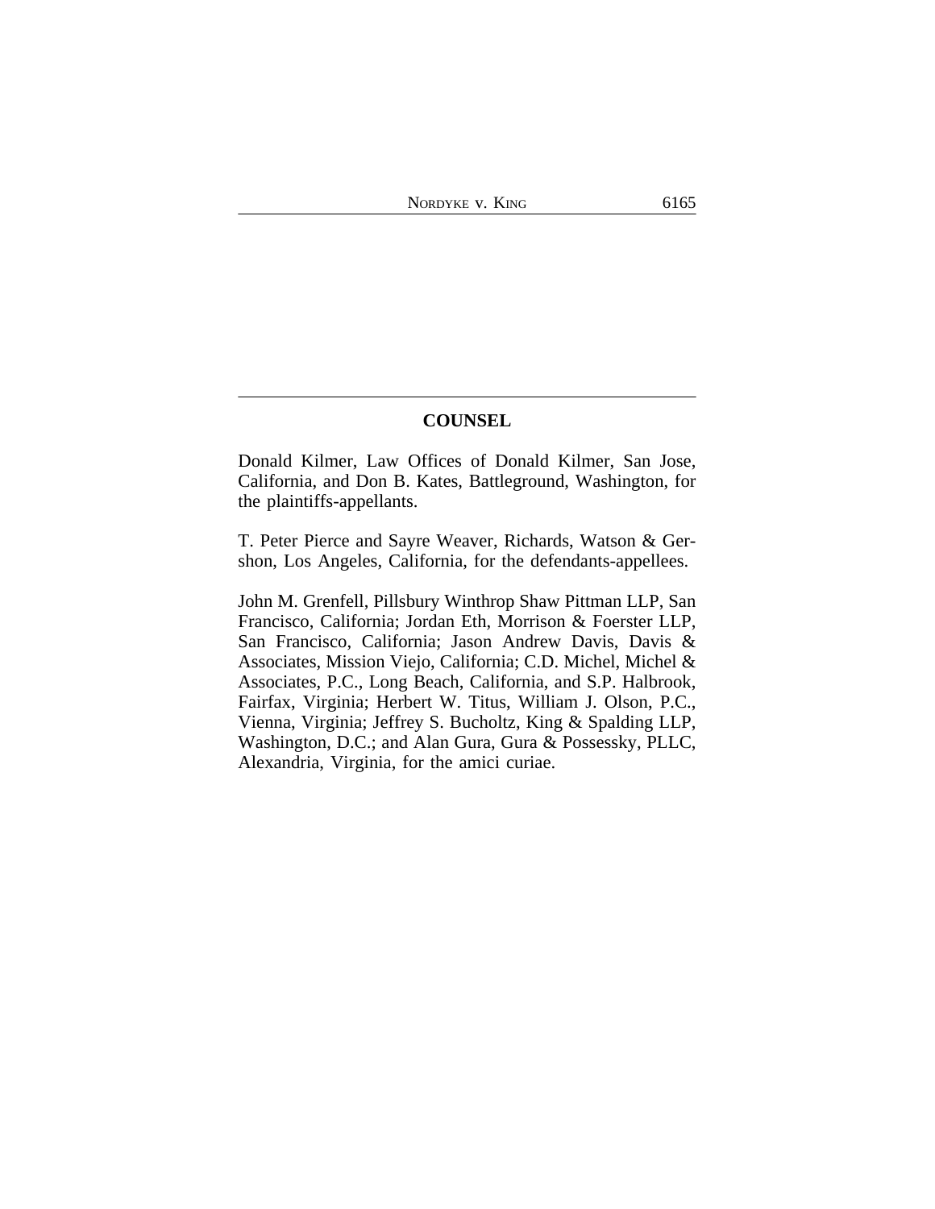## COUNSEL

Donald Kilmer, Law Offices of Donald Kilmer, San Jose, California, and Don B. Kates, Battleground, Washington, for the plaintiffs-appellants.

T. Peter Pierce and Sayre Weaver, Richards, Watson & Gershon, Los Angeles, California, for the defendants-appellees.

John M. Grenfell, Pillsbury Winthrop Shaw Pittman LLP, San Francisco, California; Jordan Eth, Morrison & Foerster LLP, San Francisco, California; Jason Andrew Davis, Davis & Associates, Mission Viejo, California; C.D. Michel, Michel & Associates, P.C., Long Beach, California, and S.P. Halbrook, Fairfax, Virginia; Herbert W. Titus, William J. Olson, P.C., Vienna, Virginia; Jeffrey S. Bucholtz, King & Spalding LLP, Washington, D.C.; and Alan Gura, Gura & Possessky, PLLC, Alexandria, Virginia, for the amici curiae.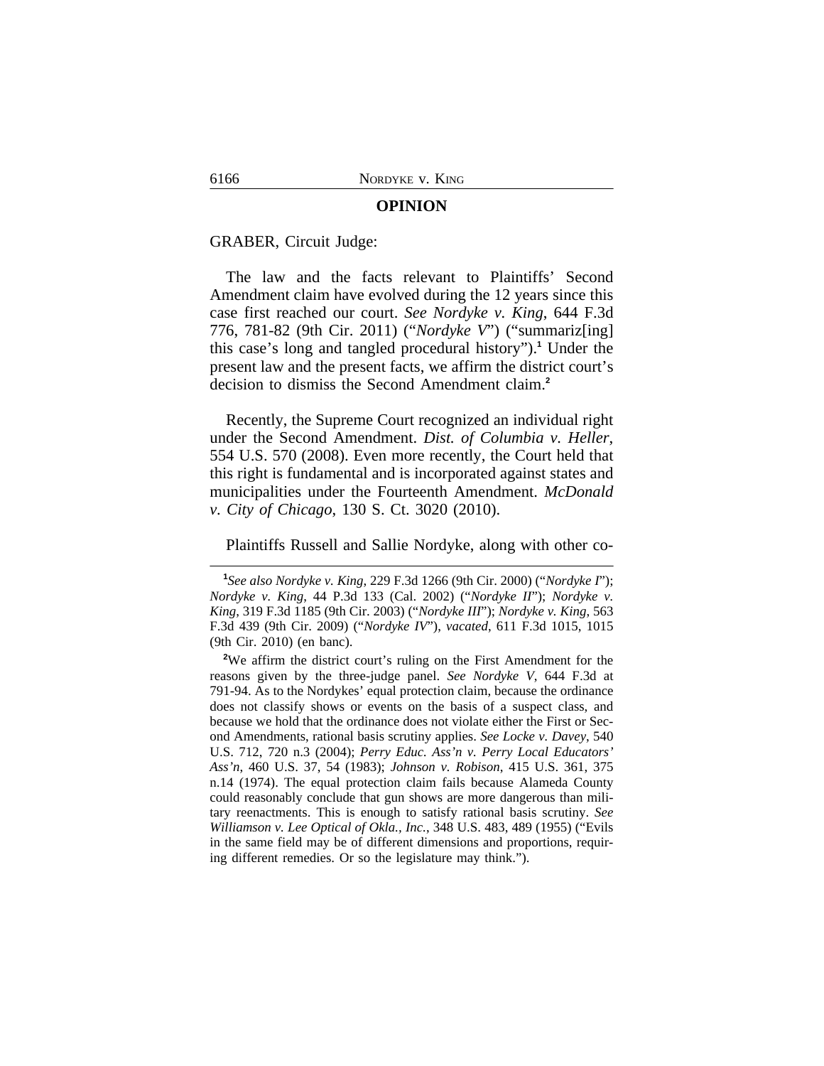## OPINION

GRABER, Circuit Judge:

The law and the facts relevant to Plaintiffs' Second Amendment claim have evolved during the 12 years since this case first reached our court. *See Nordyke v. King*, 644 F.3d 776, 781-82 (9th Cir. 2011) ("*Nordyke V*") ("summariz[ing] this case's long and tangled procedural history").[1] Under the present law and the present facts, we affirm the district court's decision to dismiss the Second Amendment claim.[2]

Recently, the Supreme Court recognized an individual right under the Second Amendment. *Dist. of Columbia v. Heller*, 554 U.S. 570 (2008). Even more recently, the Court held that this right is fundamental and is incorporated against states and municipalities under the Fourteenth Amendment. *McDonald v. City of Chicago*, 130 S. Ct. 3020 (2010).

Plaintiffs Russell and Sallie Nordyke, along with other co-

---

[1] *See also Nordyke v. King*, 229 F.3d 1266 (9th Cir. 2000) ("*Nordyke I*"); *Nordyke v. King*, 44 P.3d 133 (Cal. 2002) ("*Nordyke II*"); *Nordyke v. King*, 319 F.3d 1185 (9th Cir. 2003) ("*Nordyke III*"); *Nordyke v. King*, 563 F.3d 439 (9th Cir. 2009) ("*Nordyke IV*"), *vacated*, 611 F.3d 1015, 1015 (9th Cir. 2010) (en banc).

[2] We affirm the district court's ruling on the First Amendment for the reasons given by the three-judge panel. *See Nordyke V*, 644 F.3d at 791-94. As to the Nordykes' equal protection claim, because the ordinance does not classify shows or events on the basis of a suspect class, and because we hold that the ordinance does not violate either the First or Second Amendments, rational basis scrutiny applies. *See Locke v. Davey*, 540 U.S. 712, 720 n.3 (2004); *Perry Educ. Ass'n v. Perry Local Educators' Ass'n*, 460 U.S. 37, 54 (1983); *Johnson v. Robison*, 415 U.S. 361, 375 n.14 (1974). The equal protection claim fails because Alameda County could reasonably conclude that gun shows are more dangerous than military reenactments. This is enough to satisfy rational basis scrutiny. *See Williamson v. Lee Optical of Okla., Inc.*, 348 U.S. 483, 489 (1955) ("Evils in the same field may be of different dimensions and proportions, requiring different remedies. Or so the legislature may think.").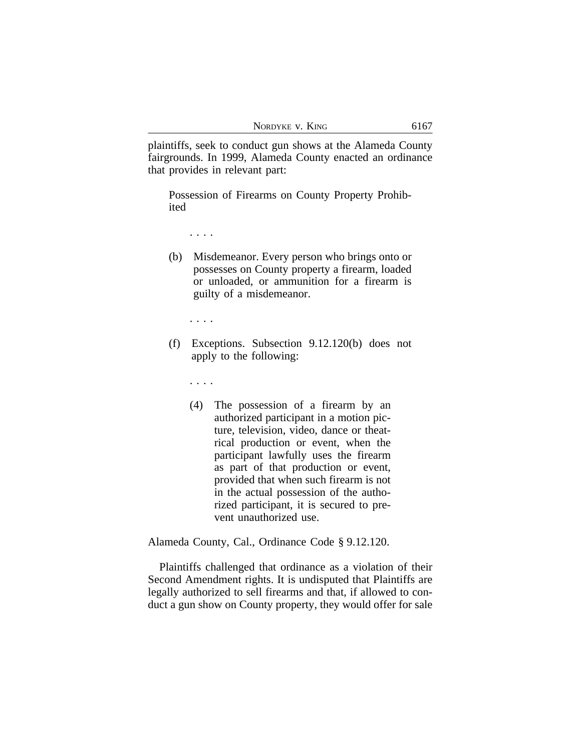plaintiffs, seek to conduct gun shows at the Alameda County fairgrounds. In 1999, Alameda County enacted an ordinance that provides in relevant part:

> Possession of Firearms on County Property Prohibited
>
> . . . .
>
> (b) Misdemeanor. Every person who brings onto or possesses on County property a firearm, loaded or unloaded, or ammunition for a firearm is guilty of a misdemeanor.
>
> . . . .
>
> (f) Exceptions. Subsection 9.12.120(b) does not apply to the following:
>
> . . . .
>
> (4) The possession of a firearm by an authorized participant in a motion picture, television, video, dance or theatrical production or event, when the participant lawfully uses the firearm as part of that production or event, provided that when such firearm is not in the actual possession of the authorized participant, it is secured to prevent unauthorized use.

Alameda County, Cal., Ordinance Code § 9.12.120.

Plaintiffs challenged that ordinance as a violation of their Second Amendment rights. It is undisputed that Plaintiffs are legally authorized to sell firearms and that, if allowed to conduct a gun show on County property, they would offer for sale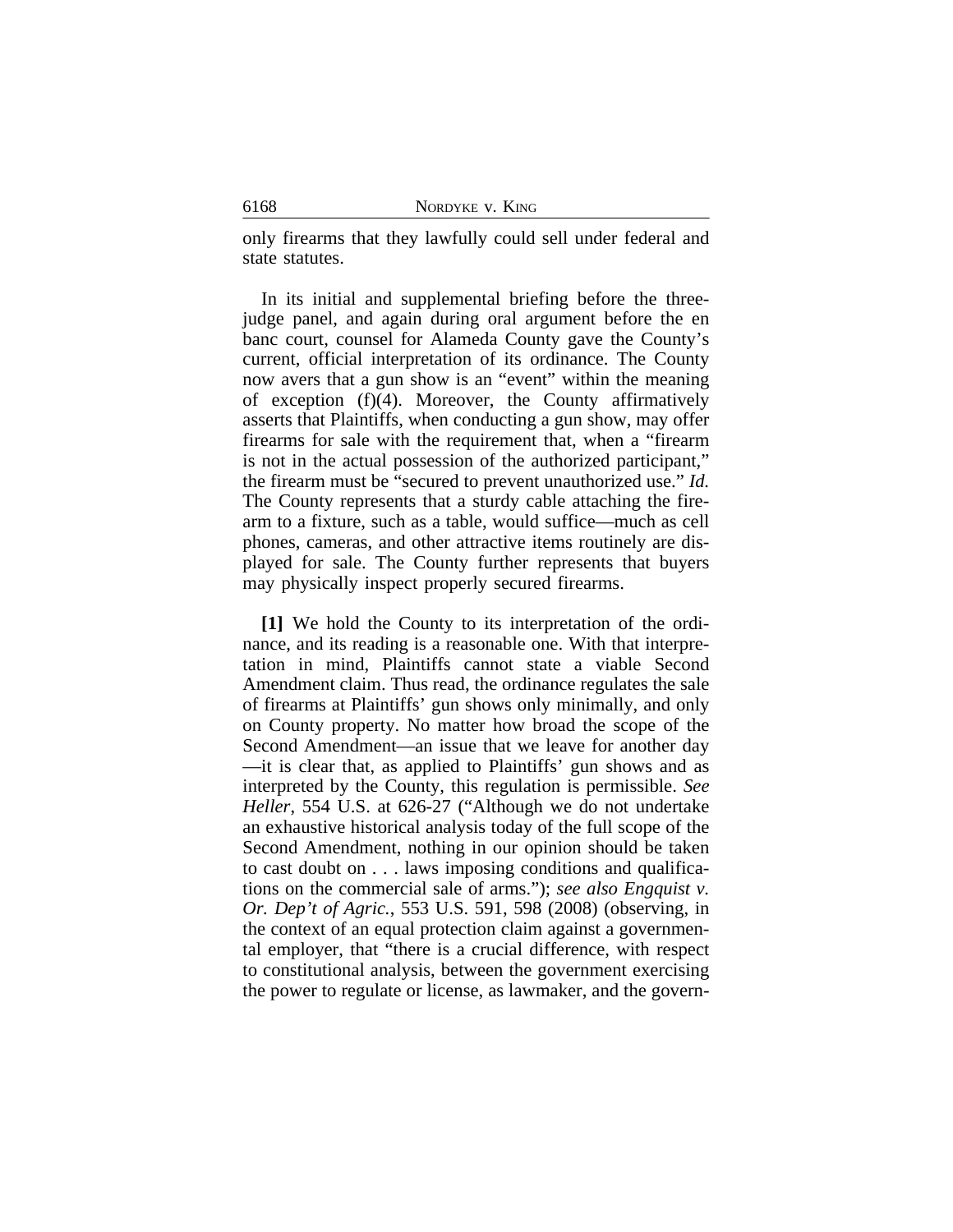only firearms that they lawfully could sell under federal and state statutes.

In its initial and supplemental briefing before the three-judge panel, and again during oral argument before the en banc court, counsel for Alameda County gave the County's current, official interpretation of its ordinance. The County now avers that a gun show is an "event" within the meaning of exception (f)(4). Moreover, the County affirmatively asserts that Plaintiffs, when conducting a gun show, may offer firearms for sale with the requirement that, when a "firearm is not in the actual possession of the authorized participant," the firearm must be "secured to prevent unauthorized use." *Id.* The County represents that a sturdy cable attaching the firearm to a fixture, such as a table, would suffice—much as cell phones, cameras, and other attractive items routinely are displayed for sale. The County further represents that buyers may physically inspect properly secured firearms.

**[1]** We hold the County to its interpretation of the ordinance, and its reading is a reasonable one. With that interpretation in mind, Plaintiffs cannot state a viable Second Amendment claim. Thus read, the ordinance regulates the sale of firearms at Plaintiffs' gun shows only minimally, and only on County property. No matter how broad the scope of the Second Amendment—an issue that we leave for another day—it is clear that, as applied to Plaintiffs' gun shows and as interpreted by the County, this regulation is permissible. *See Heller*, 554 U.S. at 626-27 ("Although we do not undertake an exhaustive historical analysis today of the full scope of the Second Amendment, nothing in our opinion should be taken to cast doubt on . . . laws imposing conditions and qualifications on the commercial sale of arms."); *see also Engquist v. Or. Dep't of Agric.*, 553 U.S. 591, 598 (2008) (observing, in the context of an equal protection claim against a governmental employer, that "there is a crucial difference, with respect to constitutional analysis, between the government exercising the power to regulate or license, as lawmaker, and the govern-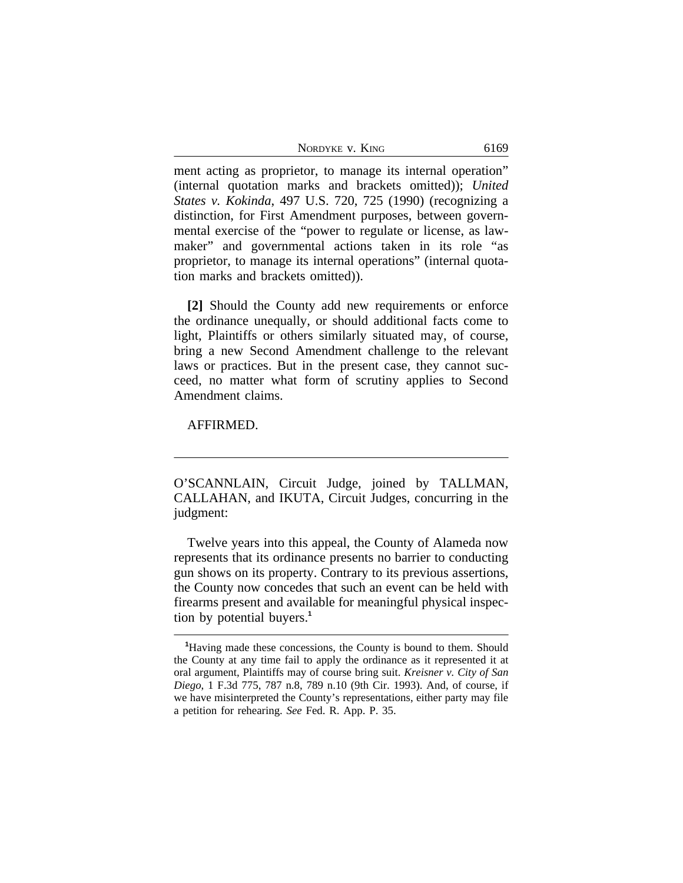ment acting as proprietor, to manage its internal operation" (internal quotation marks and brackets omitted)); *United States v. Kokinda*, 497 U.S. 720, 725 (1990) (recognizing a distinction, for First Amendment purposes, between governmental exercise of the "power to regulate or license, as lawmaker" and governmental actions taken in its role "as proprietor, to manage its internal operations" (internal quotation marks and brackets omitted)).

**[2]** Should the County add new requirements or enforce the ordinance unequally, or should additional facts come to light, Plaintiffs or others similarly situated may, of course, bring a new Second Amendment challenge to the relevant laws or practices. But in the present case, they cannot succeed, no matter what form of scrutiny applies to Second Amendment claims.

AFFIRMED.

---

O'SCANNLAIN, Circuit Judge, joined by TALLMAN, CALLAHAN, and IKUTA, Circuit Judges, concurring in the judgment:

Twelve years into this appeal, the County of Alameda now represents that its ordinance presents no barrier to conducting gun shows on its property. Contrary to its previous assertions, the County now concedes that such an event can be held with firearms present and available for meaningful physical inspection by potential buyers.[1]

---

[1]Having made these concessions, the County is bound to them. Should the County at any time fail to apply the ordinance as it represented it at oral argument, Plaintiffs may of course bring suit. *Kreisner v. City of San Diego*, 1 F.3d 775, 787 n.8, 789 n.10 (9th Cir. 1993). And, of course, if we have misinterpreted the County's representations, either party may file a petition for rehearing. *See* Fed. R. App. P. 35.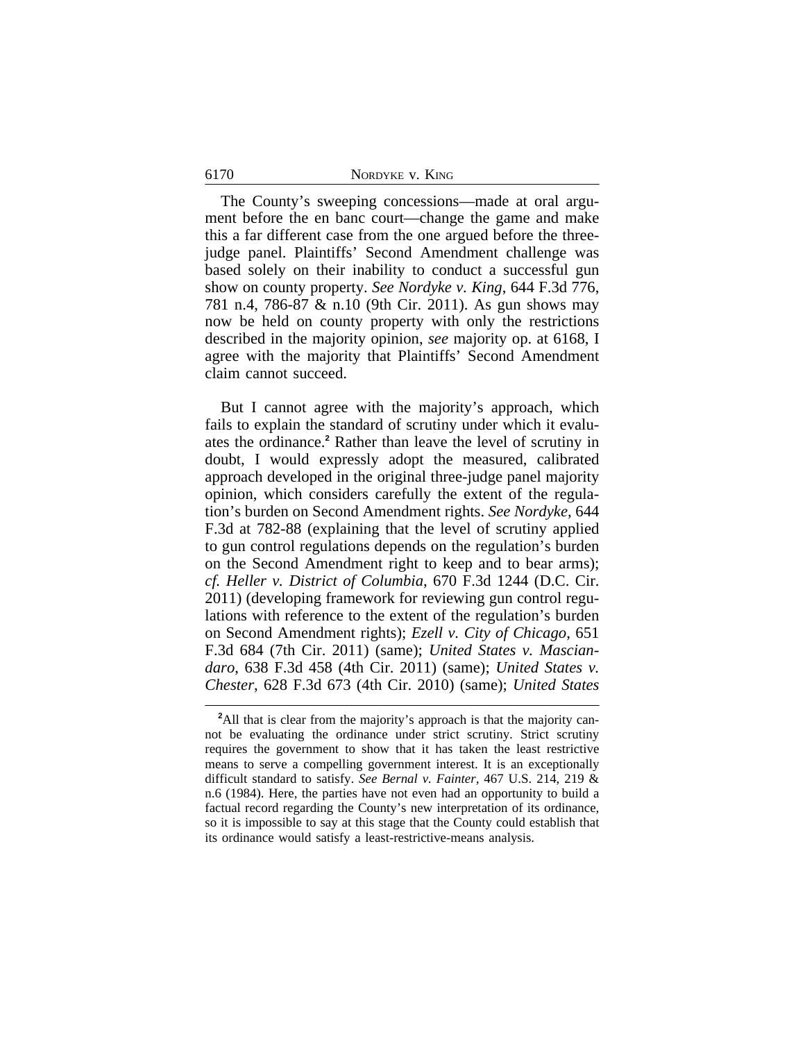The County's sweeping concessions—made at oral argument before the en banc court—change the game and make this a far different case from the one argued before the three-judge panel. Plaintiffs' Second Amendment challenge was based solely on their inability to conduct a successful gun show on county property. *See Nordyke v. King*, 644 F.3d 776, 781 n.4, 786-87 & n.10 (9th Cir. 2011). As gun shows may now be held on county property with only the restrictions described in the majority opinion, *see* majority op. at 6168, I agree with the majority that Plaintiffs' Second Amendment claim cannot succeed.

But I cannot agree with the majority's approach, which fails to explain the standard of scrutiny under which it evaluates the ordinance.[2] Rather than leave the level of scrutiny in doubt, I would expressly adopt the measured, calibrated approach developed in the original three-judge panel majority opinion, which considers carefully the extent of the regulation's burden on Second Amendment rights. *See Nordyke*, 644 F.3d at 782-88 (explaining that the level of scrutiny applied to gun control regulations depends on the regulation's burden on the Second Amendment right to keep and to bear arms); *cf. Heller v. District of Columbia*, 670 F.3d 1244 (D.C. Cir. 2011) (developing framework for reviewing gun control regulations with reference to the extent of the regulation's burden on Second Amendment rights); *Ezell v. City of Chicago*, 651 F.3d 684 (7th Cir. 2011) (same); *United States v. Masciandaro*, 638 F.3d 458 (4th Cir. 2011) (same); *United States v. Chester*, 628 F.3d 673 (4th Cir. 2010) (same); *United States*

[2] All that is clear from the majority's approach is that the majority cannot be evaluating the ordinance under strict scrutiny. Strict scrutiny requires the government to show that it has taken the least restrictive means to serve a compelling government interest. It is an exceptionally difficult standard to satisfy. *See Bernal v. Fainter*, 467 U.S. 214, 219 & n.6 (1984). Here, the parties have not even had an opportunity to build a factual record regarding the County's new interpretation of its ordinance, so it is impossible to say at this stage that the County could establish that its ordinance would satisfy a least-restrictive-means analysis.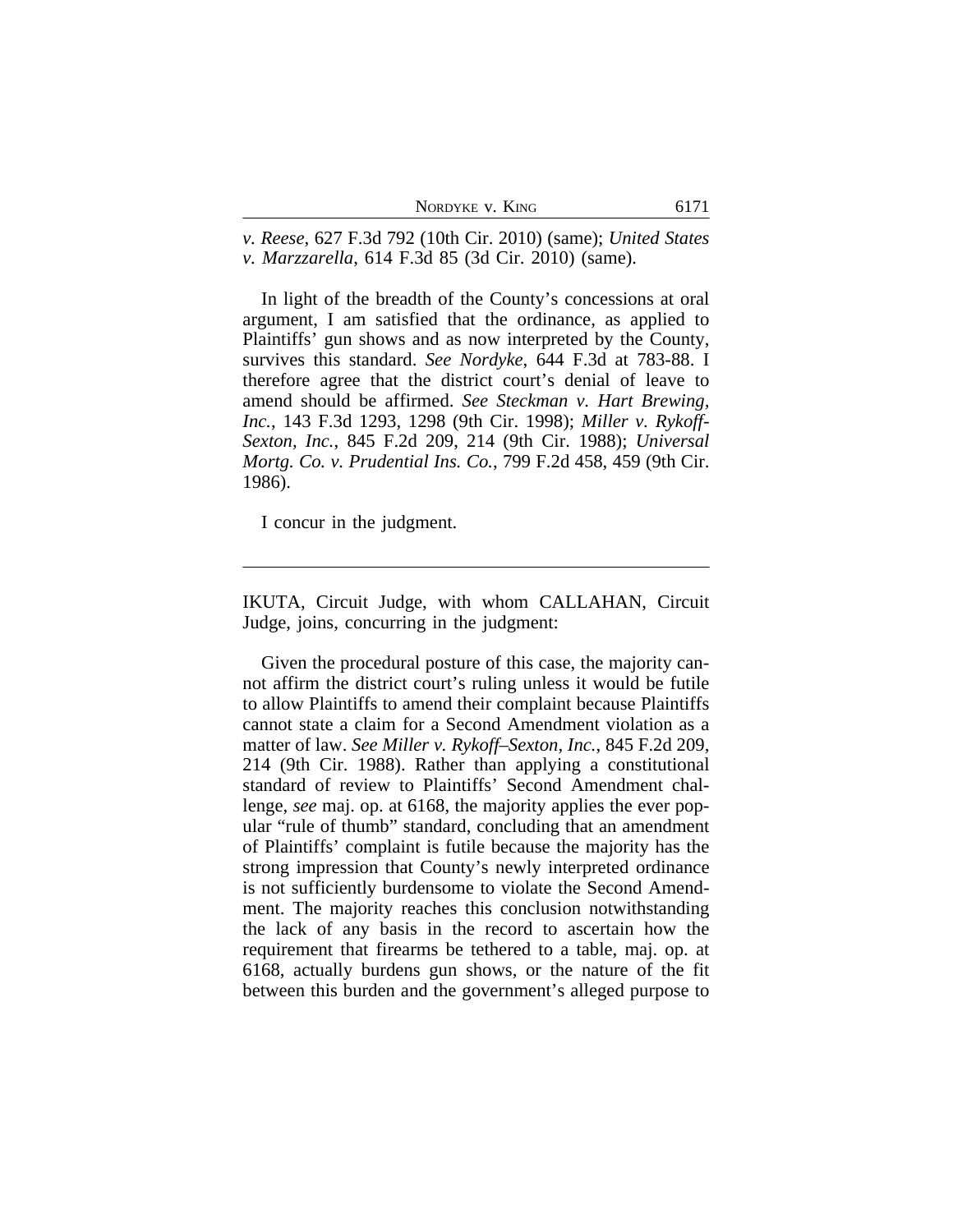*v. Reese*, 627 F.3d 792 (10th Cir. 2010) (same); *United States v. Marzzarella*, 614 F.3d 85 (3d Cir. 2010) (same).

In light of the breadth of the County's concessions at oral argument, I am satisfied that the ordinance, as applied to Plaintiffs' gun shows and as now interpreted by the County, survives this standard. *See Nordyke*, 644 F.3d at 783-88. I therefore agree that the district court's denial of leave to amend should be affirmed. *See Steckman v. Hart Brewing, Inc.*, 143 F.3d 1293, 1298 (9th Cir. 1998); *Miller v. Rykoff-Sexton, Inc.*, 845 F.2d 209, 214 (9th Cir. 1988); *Universal Mortg. Co. v. Prudential Ins. Co.*, 799 F.2d 458, 459 (9th Cir. 1986).

I concur in the judgment.

---

IKUTA, Circuit Judge, with whom CALLAHAN, Circuit Judge, joins, concurring in the judgment:

Given the procedural posture of this case, the majority cannot affirm the district court's ruling unless it would be futile to allow Plaintiffs to amend their complaint because Plaintiffs cannot state a claim for a Second Amendment violation as a matter of law. *See Miller v. Rykoff–Sexton, Inc.*, 845 F.2d 209, 214 (9th Cir. 1988). Rather than applying a constitutional standard of review to Plaintiffs' Second Amendment challenge, *see* maj. op. at 6168, the majority applies the ever popular "rule of thumb" standard, concluding that an amendment of Plaintiffs' complaint is futile because the majority has the strong impression that County's newly interpreted ordinance is not sufficiently burdensome to violate the Second Amendment. The majority reaches this conclusion notwithstanding the lack of any basis in the record to ascertain how the requirement that firearms be tethered to a table, maj. op. at 6168, actually burdens gun shows, or the nature of the fit between this burden and the government's alleged purpose to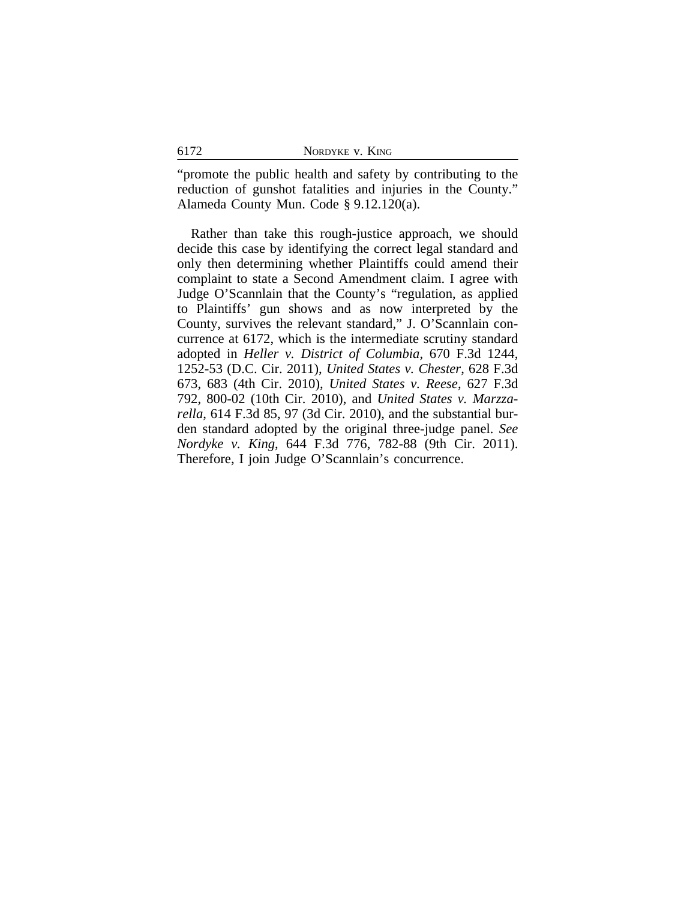"promote the public health and safety by contributing to the reduction of gunshot fatalities and injuries in the County." Alameda County Mun. Code § 9.12.120(a).

Rather than take this rough-justice approach, we should decide this case by identifying the correct legal standard and only then determining whether Plaintiffs could amend their complaint to state a Second Amendment claim. I agree with Judge O'Scannlain that the County's "regulation, as applied to Plaintiffs' gun shows and as now interpreted by the County, survives the relevant standard," J. O'Scannlain concurrence at 6172, which is the intermediate scrutiny standard adopted in *Heller v. District of Columbia*, 670 F.3d 1244, 1252-53 (D.C. Cir. 2011), *United States v. Chester*, 628 F.3d 673, 683 (4th Cir. 2010), *United States v. Reese*, 627 F.3d 792, 800-02 (10th Cir. 2010), and *United States v. Marzzarella*, 614 F.3d 85, 97 (3d Cir. 2010), and the substantial burden standard adopted by the original three-judge panel. *See Nordyke v. King*, 644 F.3d 776, 782-88 (9th Cir. 2011). Therefore, I join Judge O'Scannlain's concurrence.